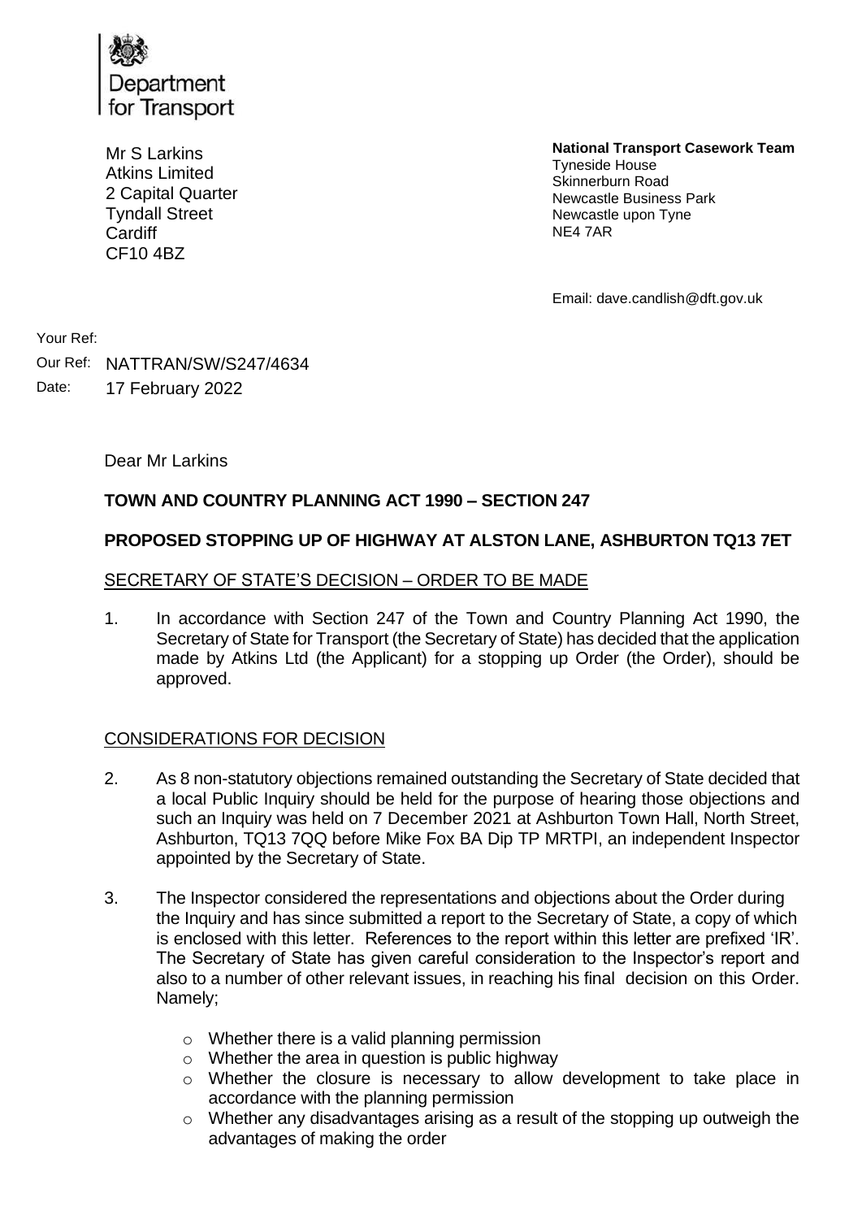Department for Transport

Mr S Larkins
Atkins Limited
2 Capital Quarter
Tyndall Street
Cardiff
CF10 4BZ

**National Transport Casework Team**
Tyneside House
Skinnerburn Road
Newcastle Business Park
Newcastle upon Tyne
NE4 7AR

Email: dave.candlish@dft.gov.uk

Your Ref:
Our Ref: NATTRAN/SW/S247/4634
Date: 17 February 2022

Dear Mr Larkins

**TOWN AND COUNTRY PLANNING ACT 1990 – SECTION 247**

**PROPOSED STOPPING UP OF HIGHWAY AT ALSTON LANE, ASHBURTON TQ13 7ET**

SECRETARY OF STATE'S DECISION – ORDER TO BE MADE

1. In accordance with Section 247 of the Town and Country Planning Act 1990, the Secretary of State for Transport (the Secretary of State) has decided that the application made by Atkins Ltd (the Applicant) for a stopping up Order (the Order), should be approved.

CONSIDERATIONS FOR DECISION

2. As 8 non-statutory objections remained outstanding the Secretary of State decided that a local Public Inquiry should be held for the purpose of hearing those objections and such an Inquiry was held on 7 December 2021 at Ashburton Town Hall, North Street, Ashburton, TQ13 7QQ before Mike Fox BA Dip TP MRTPI, an independent Inspector appointed by the Secretary of State.

3. The Inspector considered the representations and objections about the Order during the Inquiry and has since submitted a report to the Secretary of State, a copy of which is enclosed with this letter. References to the report within this letter are prefixed 'IR'. The Secretary of State has given careful consideration to the Inspector's report and also to a number of other relevant issues, in reaching his final decision on this Order. Namely;

   - Whether there is a valid planning permission
   - Whether the area in question is public highway
   - Whether the closure is necessary to allow development to take place in accordance with the planning permission
   - Whether any disadvantages arising as a result of the stopping up outweigh the advantages of making the order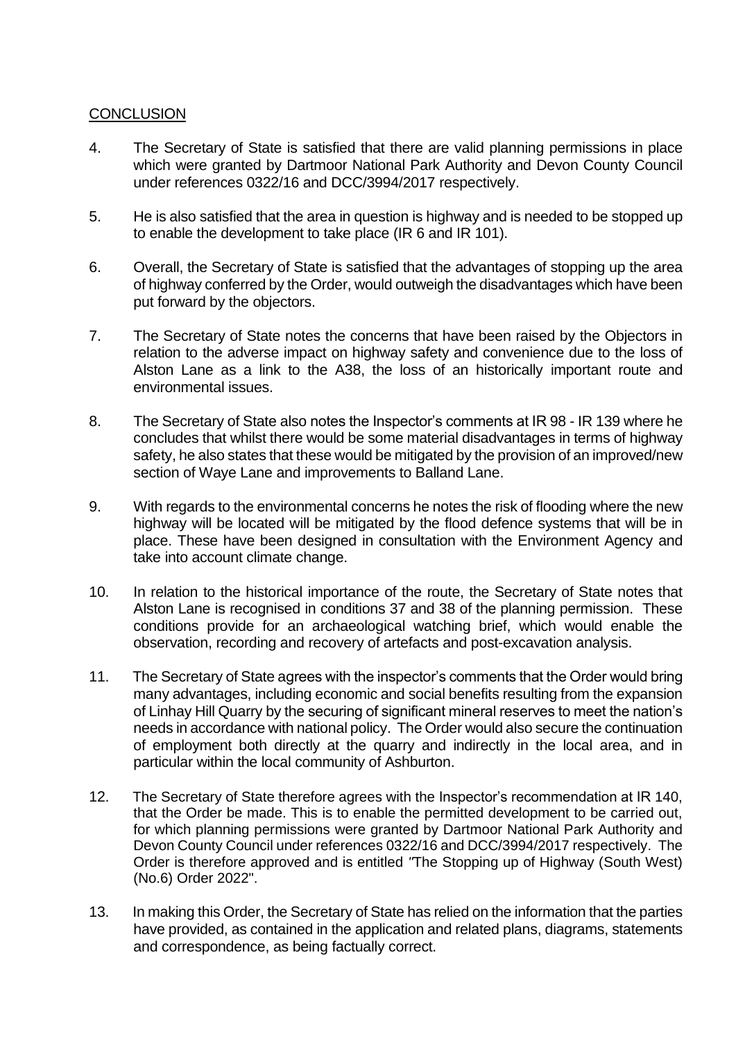## CONCLUSION

4. The Secretary of State is satisfied that there are valid planning permissions in place which were granted by Dartmoor National Park Authority and Devon County Council under references 0322/16 and DCC/3994/2017 respectively.

5. He is also satisfied that the area in question is highway and is needed to be stopped up to enable the development to take place (IR 6 and IR 101).

6. Overall, the Secretary of State is satisfied that the advantages of stopping up the area of highway conferred by the Order, would outweigh the disadvantages which have been put forward by the objectors.

7. The Secretary of State notes the concerns that have been raised by the Objectors in relation to the adverse impact on highway safety and convenience due to the loss of Alston Lane as a link to the A38, the loss of an historically important route and environmental issues.

8. The Secretary of State also notes the Inspector's comments at IR 98 - IR 139 where he concludes that whilst there would be some material disadvantages in terms of highway safety, he also states that these would be mitigated by the provision of an improved/new section of Waye Lane and improvements to Balland Lane.

9. With regards to the environmental concerns he notes the risk of flooding where the new highway will be located will be mitigated by the flood defence systems that will be in place. These have been designed in consultation with the Environment Agency and take into account climate change.

10. In relation to the historical importance of the route, the Secretary of State notes that Alston Lane is recognised in conditions 37 and 38 of the planning permission. These conditions provide for an archaeological watching brief, which would enable the observation, recording and recovery of artefacts and post-excavation analysis.

11. The Secretary of State agrees with the inspector's comments that the Order would bring many advantages, including economic and social benefits resulting from the expansion of Linhay Hill Quarry by the securing of significant mineral reserves to meet the nation's needs in accordance with national policy. The Order would also secure the continuation of employment both directly at the quarry and indirectly in the local area, and in particular within the local community of Ashburton.

12. The Secretary of State therefore agrees with the Inspector's recommendation at IR 140, that the Order be made. This is to enable the permitted development to be carried out, for which planning permissions were granted by Dartmoor National Park Authority and Devon County Council under references 0322/16 and DCC/3994/2017 respectively. The Order is therefore approved and is entitled "The Stopping up of Highway (South West) (No.6) Order 2022".

13. In making this Order, the Secretary of State has relied on the information that the parties have provided, as contained in the application and related plans, diagrams, statements and correspondence, as being factually correct.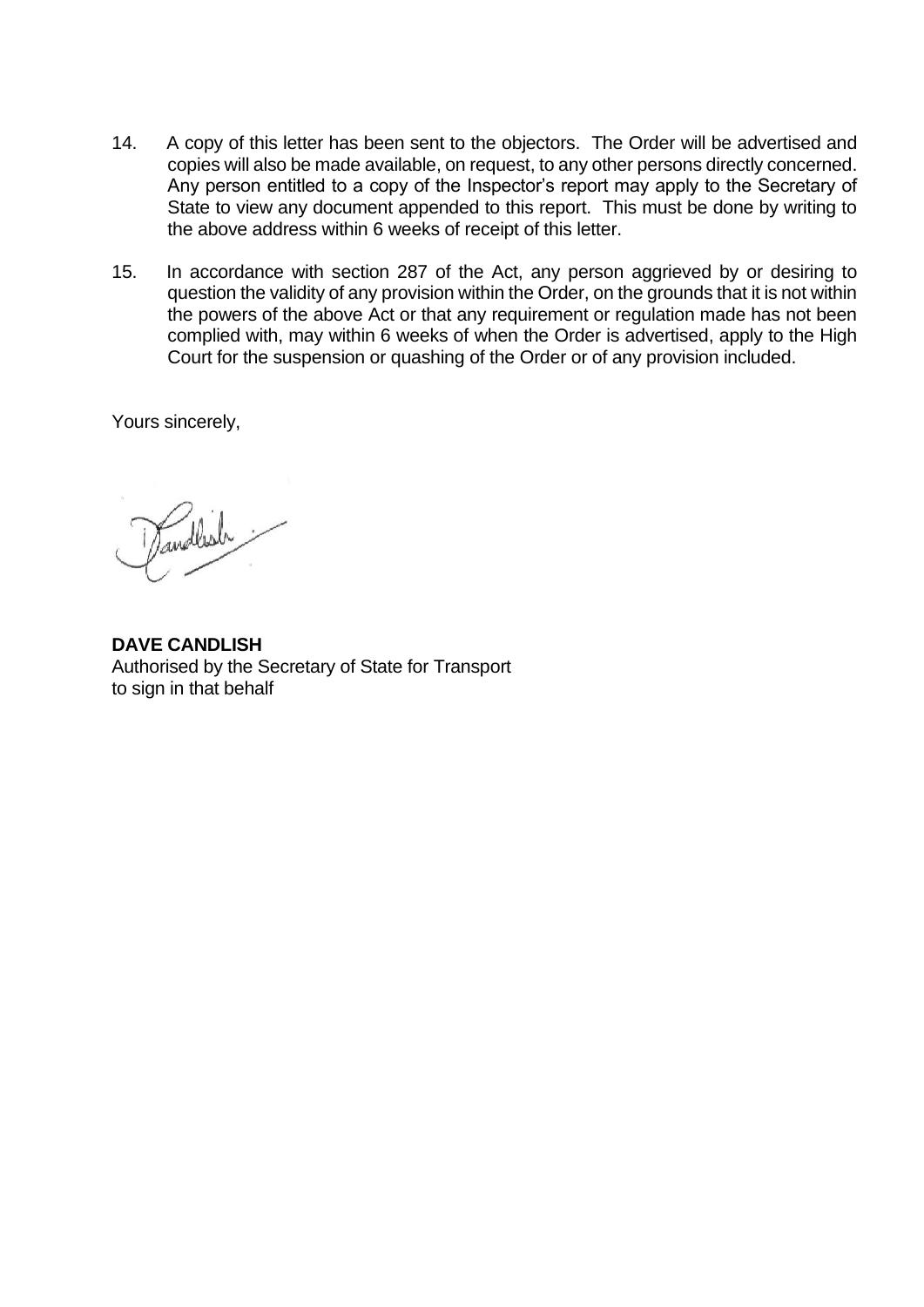14. A copy of this letter has been sent to the objectors. The Order will be advertised and copies will also be made available, on request, to any other persons directly concerned. Any person entitled to a copy of the Inspector's report may apply to the Secretary of State to view any document appended to this report. This must be done by writing to the above address within 6 weeks of receipt of this letter.

15. In accordance with section 287 of the Act, any person aggrieved by or desiring to question the validity of any provision within the Order, on the grounds that it is not within the powers of the above Act or that any requirement or regulation made has not been complied with, may within 6 weeks of when the Order is advertised, apply to the High Court for the suspension or quashing of the Order or of any provision included.

Yours sincerely,

**DAVE CANDLISH**
Authorised by the Secretary of State for Transport
to sign in that behalf